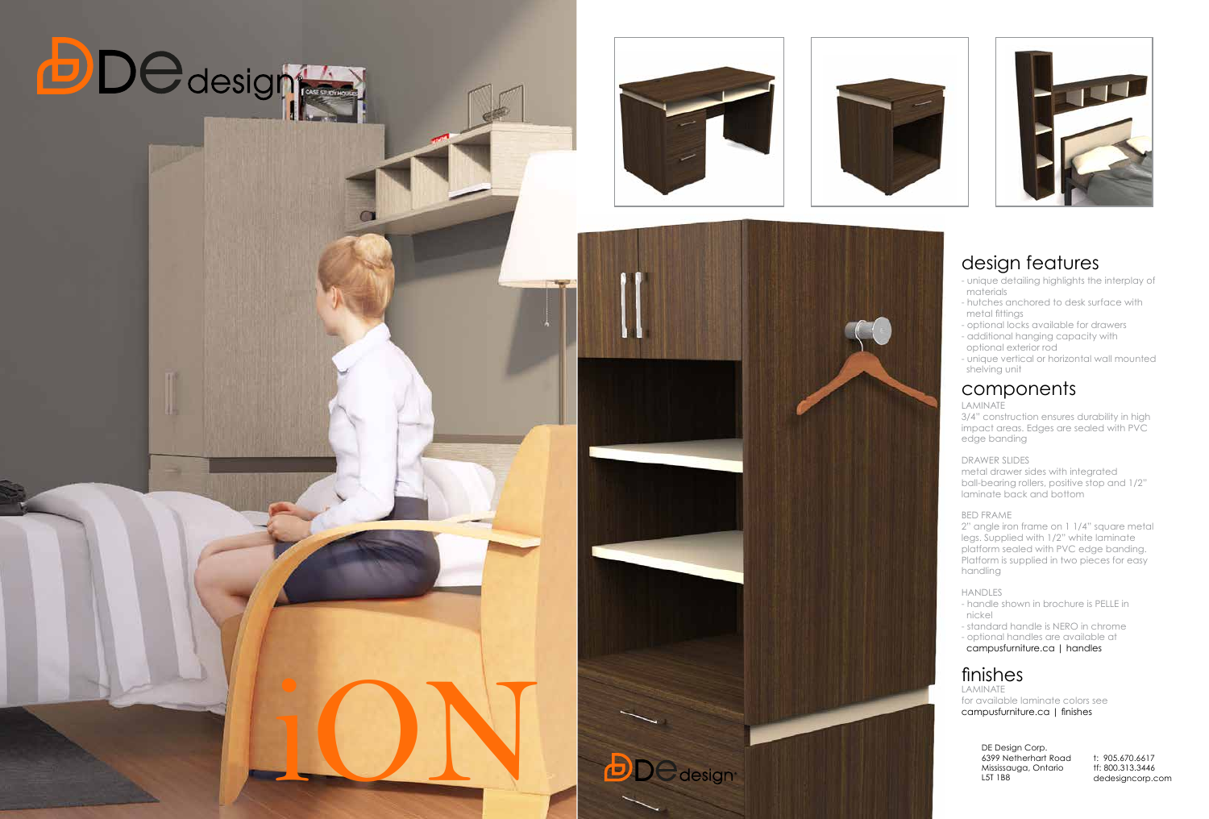DE design

iON

## design features

- unique detailing highlights the interplay of materials
- hutches anchored to desk surface with metal fittings
- optional locks available for drawers
- additional hanging capacity with optional exterior rod
- unique vertical or horizontal wall mounted shelving unit

## components

LAMINATE

3/4" construction ensures durability in high impact areas. Edges are sealed with PVC edge banding

DRAWER SLIDES

metal drawer sides with integrated ball-bearing rollers, positive stop and 1/2" laminate back and bottom

BED FRAME

2" angle iron frame on 1 1/4" square metal legs. Supplied with 1/2" white laminate platform sealed with PVC edge banding. Platform is supplied in two pieces for easy handling

HANDLES

- handle shown in brochure is PELLE in nickel
- standard handle is NERO in chrome
- optional handles are available at campusfurniture.ca | handles

## finishes

LAMINATE

for available laminate colors see campusfurniture.ca | finishes

DE Design Corp.
6399 Netherhart Road
Mississauga, Ontario
L5T 1B8

t: 905.670.6617
tf: 800.313.3446
dedesigncorp.com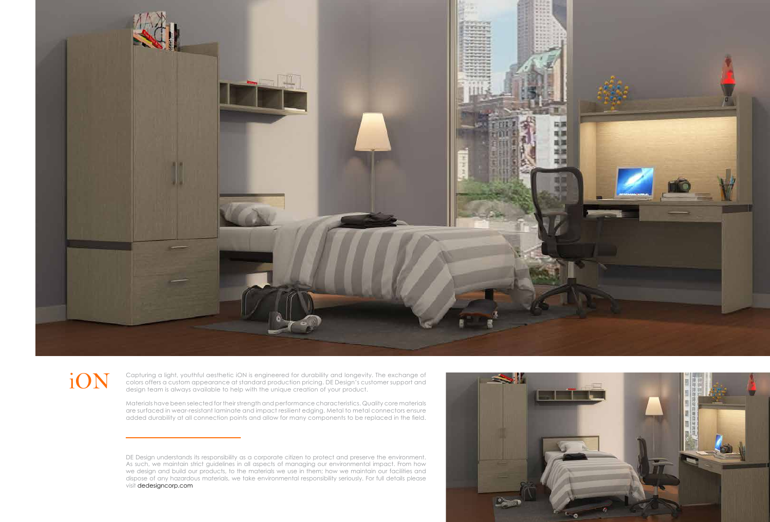# iON

Capturing a light, youthful aesthetic iON is engineered for durability and longevity. The exchange of colors offers a custom appearance at standard production pricing. DE Design's customer support and design team is always available to help with the unique creation of your product.

Materials have been selected for their strength and performance characteristics. Quality core materials are surfaced in wear-resistant laminate and impact resilient edging. Metal to metal connectors ensure added durability at all connection points and allow for many components to be replaced in the field.

DE Design understands its responsibility as a corporate citizen to protect and preserve the environment. As such, we maintain strict guidelines in all aspects of managing our environmental impact. From how we design and build our products, to the materials we use in them; how we maintain our facilities and dispose of any hazardous materials, we take environmental responsibility seriously. For full details please visit dedesigncorp.com